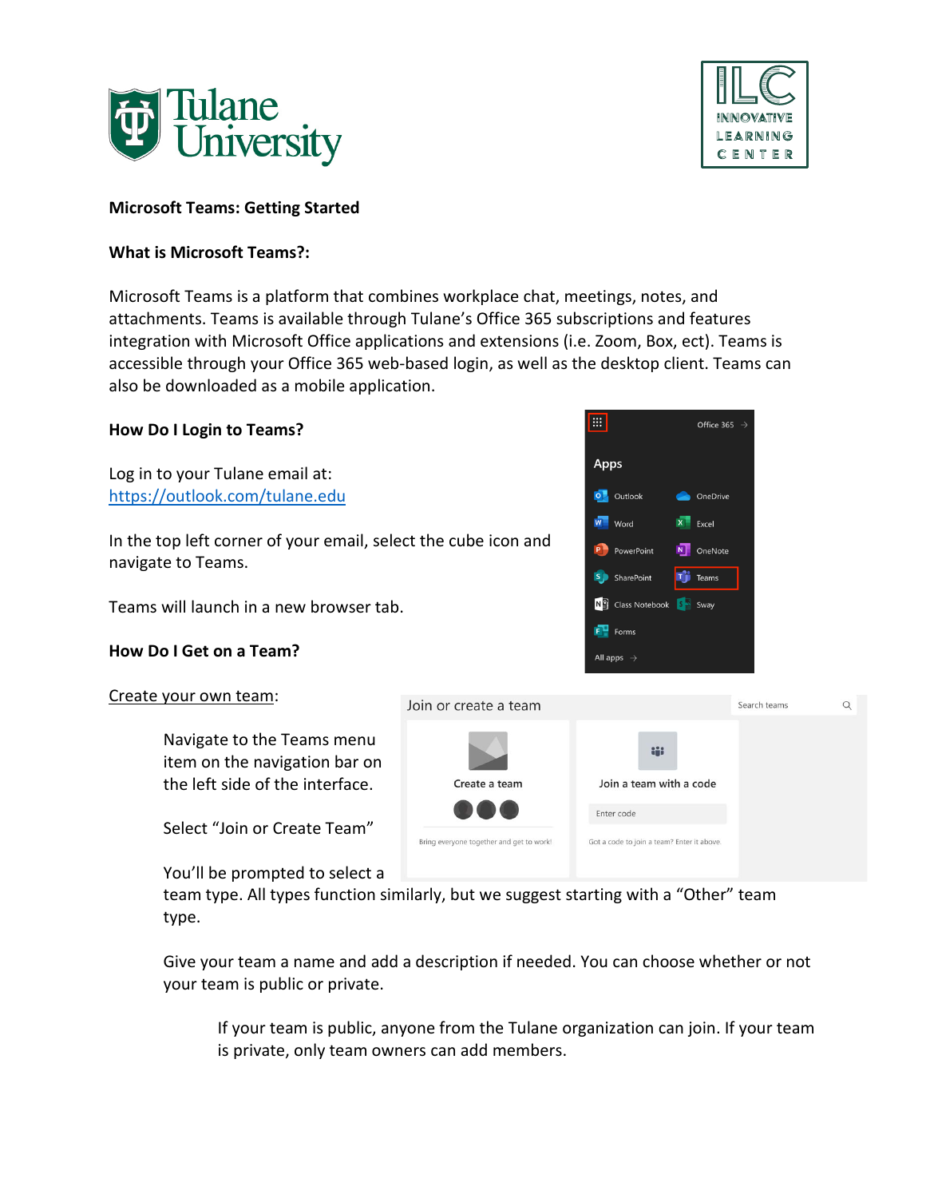**Microsoft Teams: Getting Started**

**What is Microsoft Teams?:**

Microsoft Teams is a platform that combines workplace chat, meetings, notes, and attachments. Teams is available through Tulane's Office 365 subscriptions and features integration with Microsoft Office applications and extensions (i.e. Zoom, Box, ect). Teams is accessible through your Office 365 web-based login, as well as the desktop client. Teams can also be downloaded as a mobile application.

**How Do I Login to Teams?**

Log in to your Tulane email at:
https://outlook.com/tulane.edu

In the top left corner of your email, select the cube icon and navigate to Teams.

Teams will launch in a new browser tab.

**How Do I Get on a Team?**

Create your own team:

Navigate to the Teams menu item on the navigation bar on the left side of the interface.

Select "Join or Create Team"

You'll be prompted to select a team type. All types function similarly, but we suggest starting with a "Other" team type.

Give your team a name and add a description if needed. You can choose whether or not your team is public or private.

If your team is public, anyone from the Tulane organization can join. If your team is private, only team owners can add members.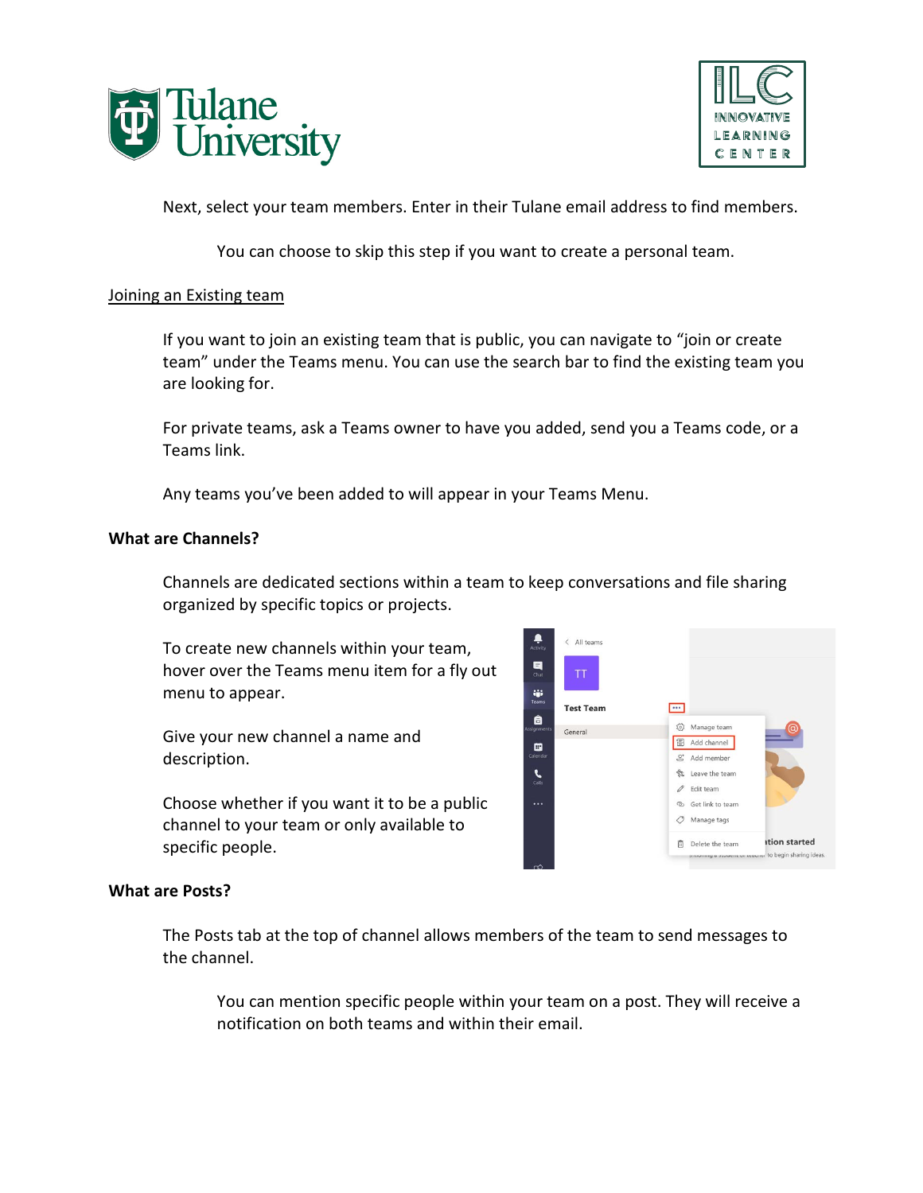Next, select your team members. Enter in their Tulane email address to find members.

You can choose to skip this step if you want to create a personal team.

Joining an Existing team

If you want to join an existing team that is public, you can navigate to “join or create team” under the Teams menu. You can use the search bar to find the existing team you are looking for.

For private teams, ask a Teams owner to have you added, send you a Teams code, or a Teams link.

Any teams you’ve been added to will appear in your Teams Menu.

**What are Channels?**

Channels are dedicated sections within a team to keep conversations and file sharing organized by specific topics or projects.

To create new channels within your team, hover over the Teams menu item for a fly out menu to appear.

Give your new channel a name and description.

Choose whether if you want it to be a public channel to your team or only available to specific people.

**What are Posts?**

The Posts tab at the top of channel allows members of the team to send messages to the channel.

You can mention specific people within your team on a post. They will receive a notification on both teams and within their email.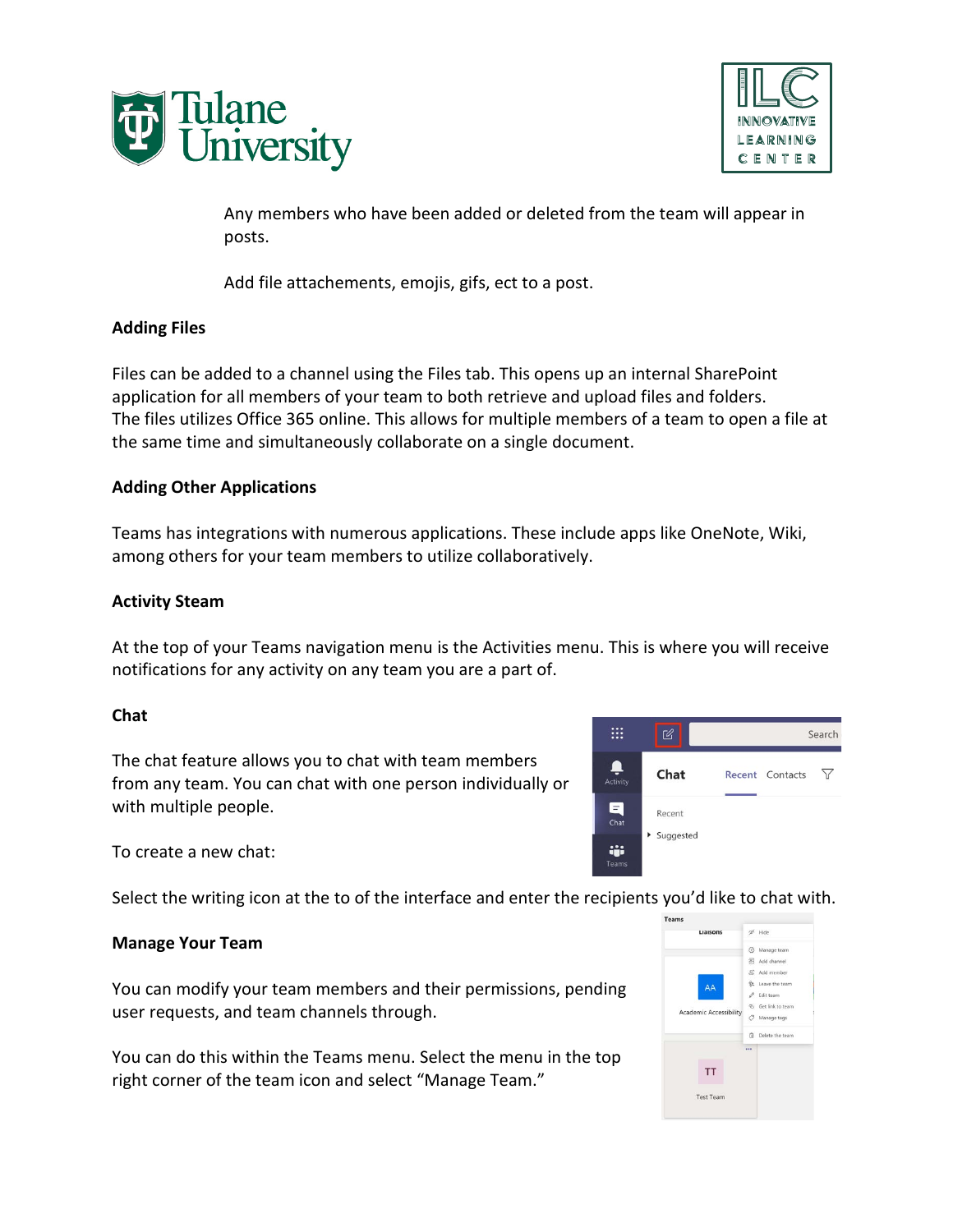Any members who have been added or deleted from the team will appear in posts.

Add file attachements, emojis, gifs, ect to a post.

**Adding Files**

Files can be added to a channel using the Files tab. This opens up an internal SharePoint application for all members of your team to both retrieve and upload files and folders. The files utilizes Office 365 online. This allows for multiple members of a team to open a file at the same time and simultaneously collaborate on a single document.

**Adding Other Applications**

Teams has integrations with numerous applications. These include apps like OneNote, Wiki, among others for your team members to utilize collaboratively.

**Activity Steam**

At the top of your Teams navigation menu is the Activities menu. This is where you will receive notifications for any activity on any team you are a part of.

**Chat**

The chat feature allows you to chat with team members from any team. You can chat with one person individually or with multiple people.

To create a new chat:

Select the writing icon at the to of the interface and enter the recipients you'd like to chat with.

**Manage Your Team**

You can modify your team members and their permissions, pending user requests, and team channels through.

You can do this within the Teams menu. Select the menu in the top right corner of the team icon and select "Manage Team."